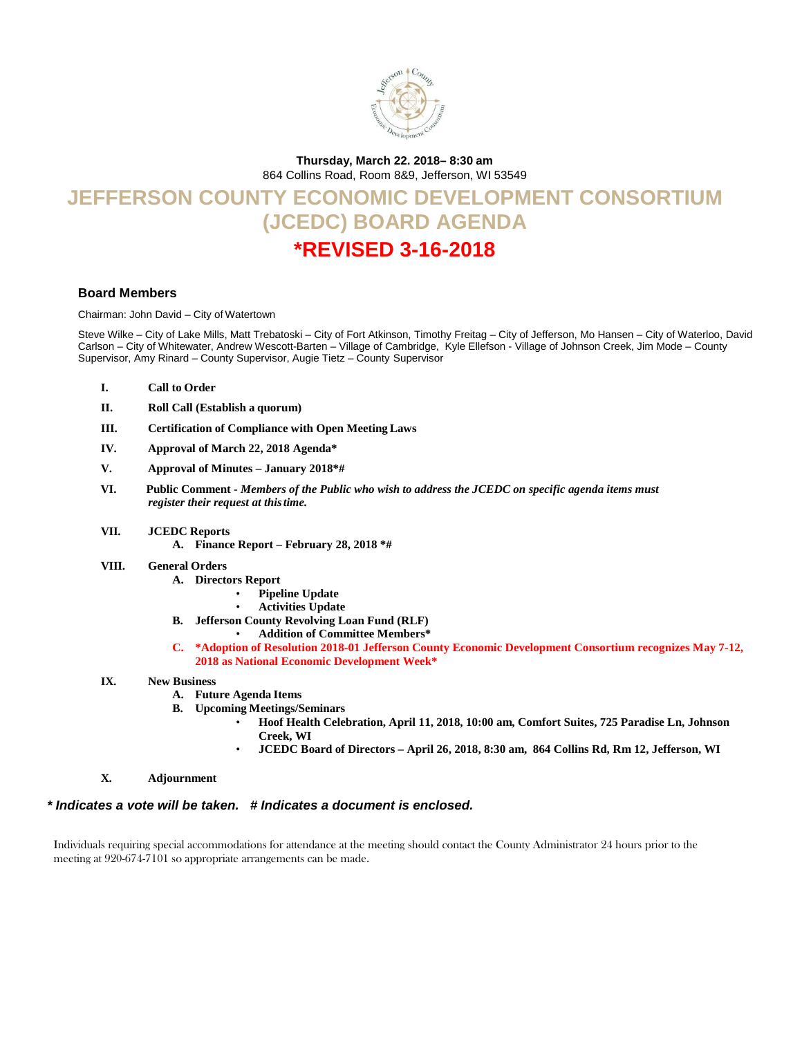**Thursday, March 22. 2018– 8:30 am**
864 Collins Road, Room 8&9, Jefferson, WI 53549

# JEFFERSON COUNTY ECONOMIC DEVELOPMENT CONSORTIUM (JCEDC) BOARD AGENDA

# *REVISED 3-16-2018

### Board Members

Chairman: John David – City of Watertown

Steve Wilke – City of Lake Mills, Matt Trebatoski – City of Fort Atkinson, Timothy Freitag – City of Jefferson, Mo Hansen – City of Waterloo, David Carlson – City of Whitewater, Andrew Wescott-Barten – Village of Cambridge, Kyle Ellefson - Village of Johnson Creek, Jim Mode – County Supervisor, Amy Rinard – County Supervisor, Augie Tietz – County Supervisor

- **I. Call to Order**
- **II. Roll Call (Establish a quorum)**
- **III. Certification of Compliance with Open Meeting Laws**
- **IV. Approval of March 22, 2018 Agenda***
- **V. Approval of Minutes – January 2018*#**
- **VI. Public Comment -** ***Members of the Public who wish to address the JCEDC on specific agenda items must register their request at this time.***
- **VII. JCEDC Reports**
  - **A. Finance Report – February 28, 2018 *#**
- **VIII. General Orders**
  - **A. Directors Report**
    - **Pipeline Update**
    - **Activities Update**
  - **B. Jefferson County Revolving Loan Fund (RLF)**
    - **Addition of Committee Members***
  - **C. *Adoption of Resolution 2018-01 Jefferson County Economic Development Consortium recognizes May 7-12, 2018 as National Economic Development Week***
- **IX. New Business**
  - **A. Future Agenda Items**
  - **B. Upcoming Meetings/Seminars**
    - **Hoof Health Celebration, April 11, 2018, 10:00 am, Comfort Suites, 725 Paradise Ln, Johnson Creek, WI**
    - **JCEDC Board of Directors – April 26, 2018, 8:30 am, 864 Collins Rd, Rm 12, Jefferson, WI**
- **X. Adjournment**

***\* Indicates a vote will be taken. # Indicates a document is enclosed.***

Individuals requiring special accommodations for attendance at the meeting should contact the County Administrator 24 hours prior to the meeting at 920-674-7101 so appropriate arrangements can be made.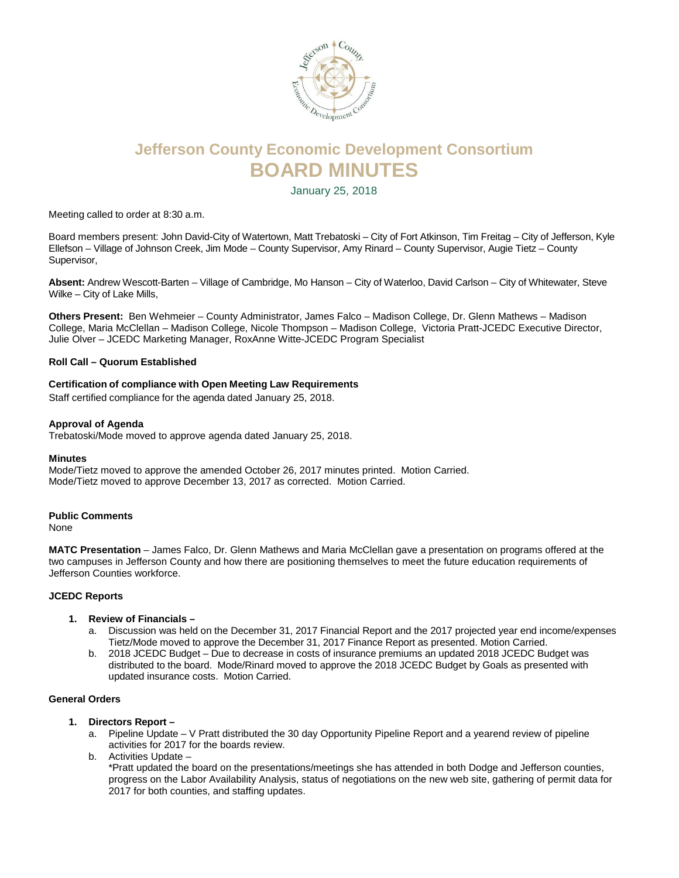# Jefferson County Economic Development Consortium

# BOARD MINUTES

January 25, 2018

Meeting called to order at 8:30 a.m.

Board members present: John David-City of Watertown, Matt Trebatoski – City of Fort Atkinson, Tim Freitag – City of Jefferson, Kyle Ellefson – Village of Johnson Creek, Jim Mode – County Supervisor, Amy Rinard – County Supervisor, Augie Tietz – County Supervisor,

**Absent:** Andrew Wescott-Barten – Village of Cambridge, Mo Hanson – City of Waterloo, David Carlson – City of Whitewater, Steve Wilke – City of Lake Mills,

**Others Present:** Ben Wehmeier – County Administrator, James Falco – Madison College, Dr. Glenn Mathews – Madison College, Maria McClellan – Madison College, Nicole Thompson – Madison College, Victoria Pratt-JCEDC Executive Director, Julie Olver – JCEDC Marketing Manager, RoxAnne Witte-JCEDC Program Specialist

**Roll Call – Quorum Established**

**Certification of compliance with Open Meeting Law Requirements**

Staff certified compliance for the agenda dated January 25, 2018.

**Approval of Agenda**

Trebatoski/Mode moved to approve agenda dated January 25, 2018.

**Minutes**

Mode/Tietz moved to approve the amended October 26, 2017 minutes printed. Motion Carried.
Mode/Tietz moved to approve December 13, 2017 as corrected. Motion Carried.

**Public Comments**

None

**MATC Presentation** – James Falco, Dr. Glenn Mathews and Maria McClellan gave a presentation on programs offered at the two campuses in Jefferson County and how there are positioning themselves to meet the future education requirements of Jefferson Counties workforce.

**JCEDC Reports**

1. **Review of Financials –**
   a. Discussion was held on the December 31, 2017 Financial Report and the 2017 projected year end income/expenses Tietz/Mode moved to approve the December 31, 2017 Finance Report as presented. Motion Carried.
   b. 2018 JCEDC Budget – Due to decrease in costs of insurance premiums an updated 2018 JCEDC Budget was distributed to the board. Mode/Rinard moved to approve the 2018 JCEDC Budget by Goals as presented with updated insurance costs. Motion Carried.

**General Orders**

1. **Directors Report –**
   a. Pipeline Update – V Pratt distributed the 30 day Opportunity Pipeline Report and a yearend review of pipeline activities for 2017 for the boards review.
   b. Activities Update –
      *Pratt updated the board on the presentations/meetings she has attended in both Dodge and Jefferson counties, progress on the Labor Availability Analysis, status of negotiations on the new web site, gathering of permit data for 2017 for both counties, and staffing updates.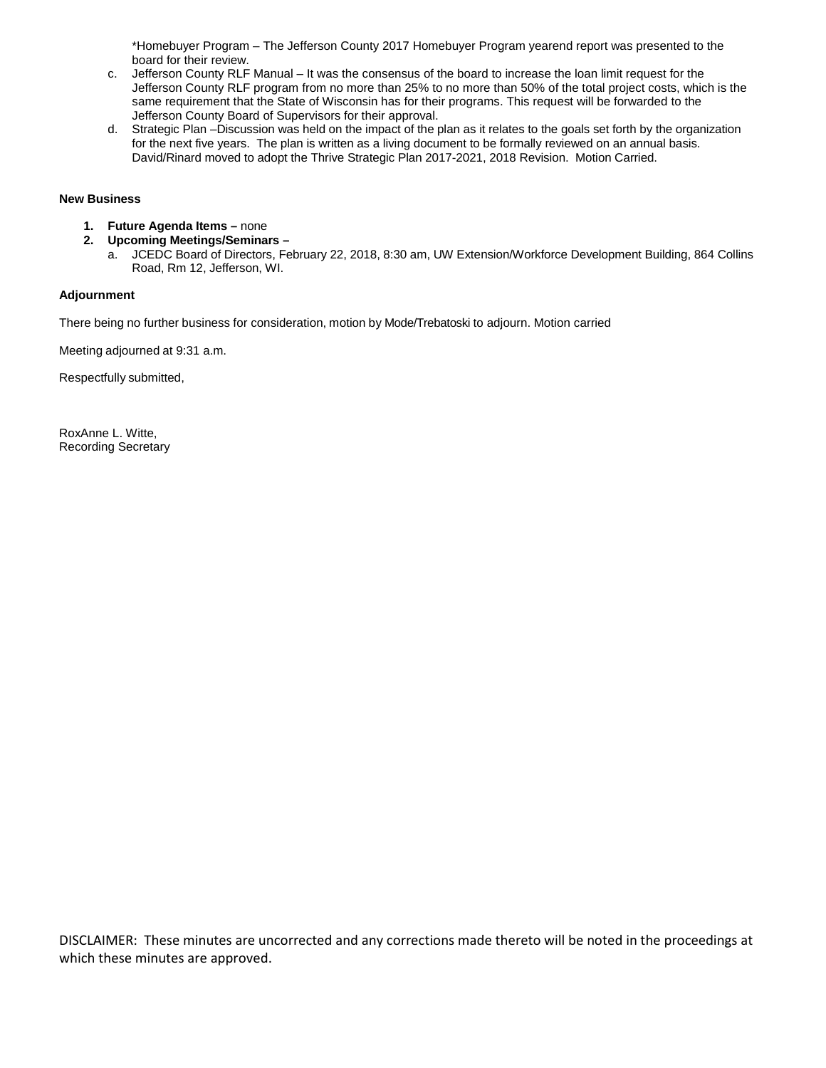*Homebuyer Program – The Jefferson County 2017 Homebuyer Program yearend report was presented to the board for their review.

c. Jefferson County RLF Manual – It was the consensus of the board to increase the loan limit request for the Jefferson County RLF program from no more than 25% to no more than 50% of the total project costs, which is the same requirement that the State of Wisconsin has for their programs. This request will be forwarded to the Jefferson County Board of Supervisors for their approval.
d. Strategic Plan –Discussion was held on the impact of the plan as it relates to the goals set forth by the organization for the next five years. The plan is written as a living document to be formally reviewed on an annual basis. David/Rinard moved to adopt the Thrive Strategic Plan 2017-2021, 2018 Revision. Motion Carried.

**New Business**

1. **Future Agenda Items –** none
2. **Upcoming Meetings/Seminars –**
   a. JCEDC Board of Directors, February 22, 2018, 8:30 am, UW Extension/Workforce Development Building, 864 Collins Road, Rm 12, Jefferson, WI.

**Adjournment**

There being no further business for consideration, motion by Mode/Trebatoski to adjourn. Motion carried

Meeting adjourned at 9:31 a.m.

Respectfully submitted,

RoxAnne L. Witte,
Recording Secretary

DISCLAIMER: These minutes are uncorrected and any corrections made thereto will be noted in the proceedings at which these minutes are approved.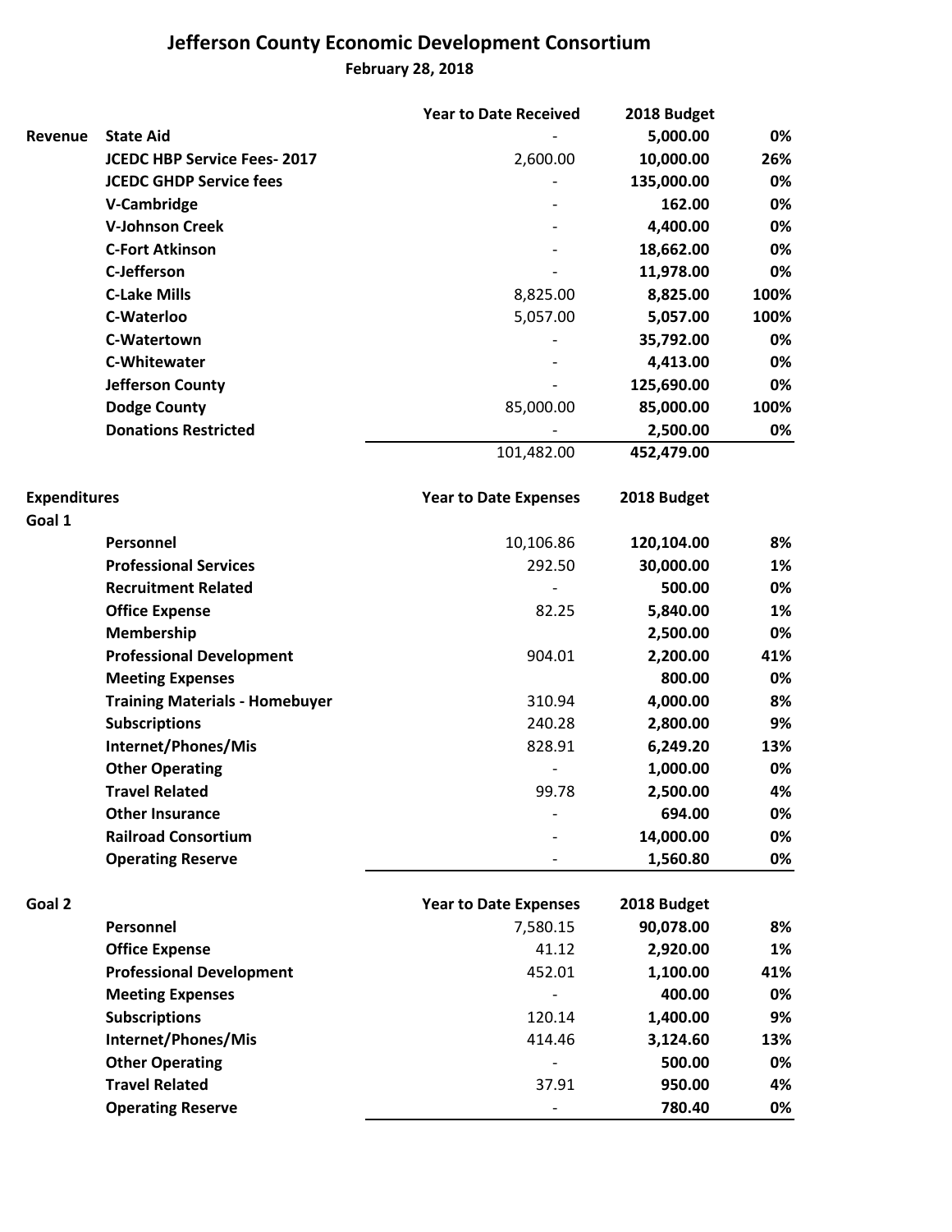# Jefferson County Economic Development Consortium

**February 28, 2018**

| | | Year to Date Received | 2018 Budget | |
|---|---|---|---|---|
| **Revenue** | **State Aid** | - | **5,000.00** | **0%** |
| | **JCEDC HBP Service Fees- 2017** | 2,600.00 | **10,000.00** | **26%** |
| | **JCEDC GHDP Service fees** | - | **135,000.00** | **0%** |
| | **V-Cambridge** | - | **162.00** | **0%** |
| | **V-Johnson Creek** | - | **4,400.00** | **0%** |
| | **C-Fort Atkinson** | - | **18,662.00** | **0%** |
| | **C-Jefferson** | - | **11,978.00** | **0%** |
| | **C-Lake Mills** | 8,825.00 | **8,825.00** | **100%** |
| | **C-Waterloo** | 5,057.00 | **5,057.00** | **100%** |
| | **C-Watertown** | - | **35,792.00** | **0%** |
| | **C-Whitewater** | - | **4,413.00** | **0%** |
| | **Jefferson County** | - | **125,690.00** | **0%** |
| | **Dodge County** | 85,000.00 | **85,000.00** | **100%** |
| | **Donations Restricted** | - | **2,500.00** | **0%** |
| | | 101,482.00 | **452,479.00** | |

| **Expenditures** | | Year to Date Expenses | 2018 Budget | |
|---|---|---|---|---|
| **Goal 1** | | | | |
| | **Personnel** | 10,106.86 | **120,104.00** | **8%** |
| | **Professional Services** | 292.50 | **30,000.00** | **1%** |
| | **Recruitment Related** | - | **500.00** | **0%** |
| | **Office Expense** | 82.25 | **5,840.00** | **1%** |
| | **Membership** | | **2,500.00** | **0%** |
| | **Professional Development** | 904.01 | **2,200.00** | **41%** |
| | **Meeting Expenses** | | **800.00** | **0%** |
| | **Training Materials - Homebuyer** | 310.94 | **4,000.00** | **8%** |
| | **Subscriptions** | 240.28 | **2,800.00** | **9%** |
| | **Internet/Phones/Mis** | 828.91 | **6,249.20** | **13%** |
| | **Other Operating** | - | **1,000.00** | **0%** |
| | **Travel Related** | 99.78 | **2,500.00** | **4%** |
| | **Other Insurance** | - | **694.00** | **0%** |
| | **Railroad Consortium** | - | **14,000.00** | **0%** |
| | **Operating Reserve** | - | **1,560.80** | **0%** |

| **Goal 2** | | Year to Date Expenses | 2018 Budget | |
|---|---|---|---|---|
| | **Personnel** | 7,580.15 | **90,078.00** | **8%** |
| | **Office Expense** | 41.12 | **2,920.00** | **1%** |
| | **Professional Development** | 452.01 | **1,100.00** | **41%** |
| | **Meeting Expenses** | - | **400.00** | **0%** |
| | **Subscriptions** | 120.14 | **1,400.00** | **9%** |
| | **Internet/Phones/Mis** | 414.46 | **3,124.60** | **13%** |
| | **Other Operating** | - | **500.00** | **0%** |
| | **Travel Related** | 37.91 | **950.00** | **4%** |
| | **Operating Reserve** | - | **780.40** | **0%** |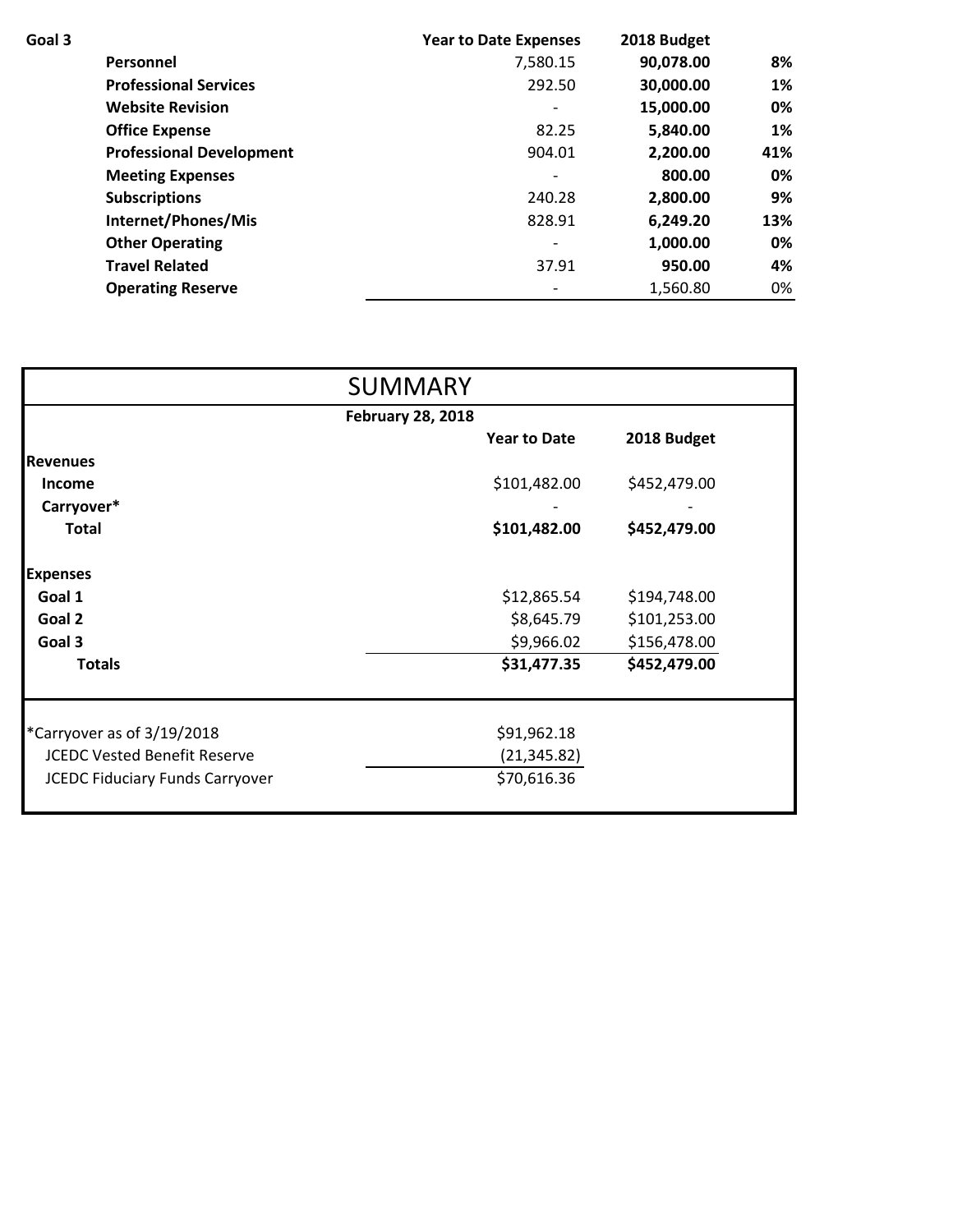| Goal 3 | Year to Date Expenses | 2018 Budget | |
|---|---|---|---|
| **Personnel** | 7,580.15 | **90,078.00** | **8%** |
| **Professional Services** | 292.50 | **30,000.00** | **1%** |
| **Website Revision** | - | **15,000.00** | **0%** |
| **Office Expense** | 82.25 | **5,840.00** | **1%** |
| **Professional Development** | 904.01 | **2,200.00** | **41%** |
| **Meeting Expenses** | - | **800.00** | **0%** |
| **Subscriptions** | 240.28 | **2,800.00** | **9%** |
| **Internet/Phones/Mis** | 828.91 | **6,249.20** | **13%** |
| **Other Operating** | - | **1,000.00** | **0%** |
| **Travel Related** | 37.91 | **950.00** | **4%** |
| **Operating Reserve** | - | 1,560.80 | 0% |

## SUMMARY

**February 28, 2018**

| | Year to Date | 2018 Budget |
|---|---|---|
| **Revenues** | | |
| **Income** | $101,482.00 | $452,479.00 |
| **Carryover*** | - | - |
| **Total** | **$101,482.00** | **$452,479.00** |
| **Expenses** | | |
| **Goal 1** | $12,865.54 | $194,748.00 |
| **Goal 2** | $8,645.79 | $101,253.00 |
| **Goal 3** | $9,966.02 | $156,478.00 |
| **Totals** | **$31,477.35** | **$452,479.00** |

| | |
|---|---|
| *Carryover as of 3/19/2018 | $91,962.18 |
| JCEDC Vested Benefit Reserve | (21,345.82) |
| JCEDC Fiduciary Funds Carryover | $70,616.36 |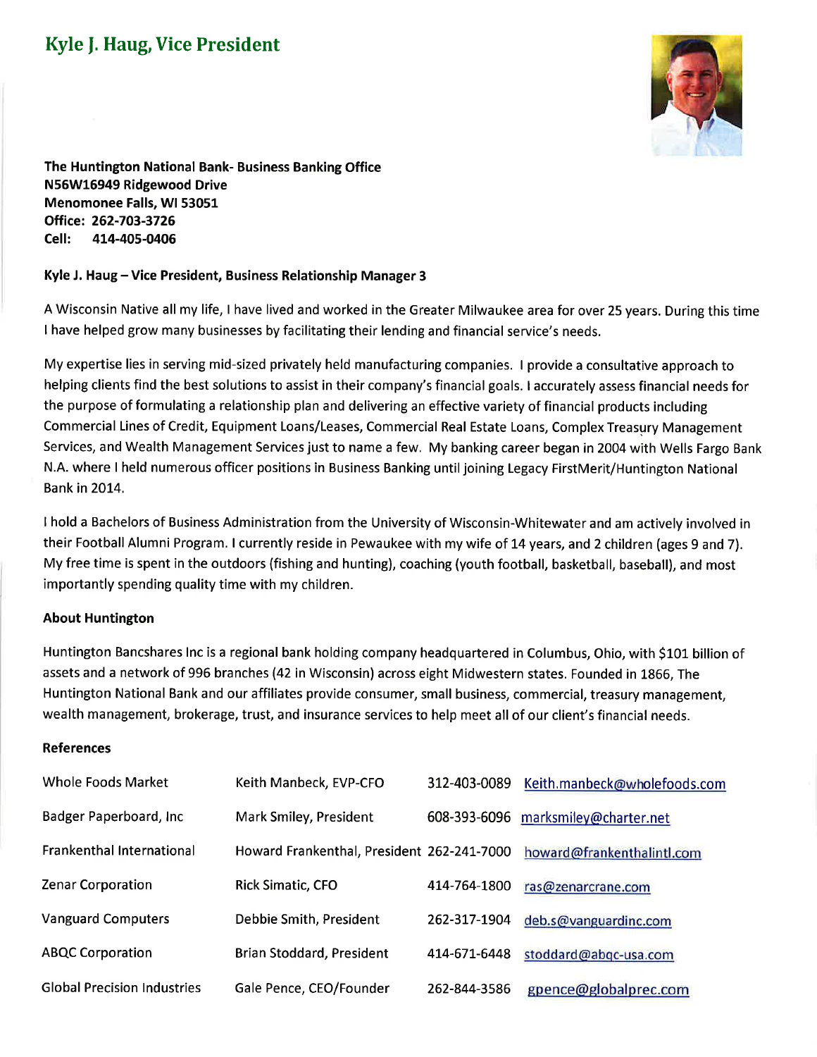# Kyle J. Haug, Vice President

**The Huntington National Bank- Business Banking Office**
**N56W16949 Ridgewood Drive**
**Menomonee Falls, WI 53051**
**Office: 262-703-3726**
**Cell: 414-405-0406**

**Kyle J. Haug – Vice President, Business Relationship Manager 3**

A Wisconsin Native all my life, I have lived and worked in the Greater Milwaukee area for over 25 years. During this time I have helped grow many businesses by facilitating their lending and financial service's needs.

My expertise lies in serving mid-sized privately held manufacturing companies. I provide a consultative approach to helping clients find the best solutions to assist in their company's financial goals. I accurately assess financial needs for the purpose of formulating a relationship plan and delivering an effective variety of financial products including Commercial Lines of Credit, Equipment Loans/Leases, Commercial Real Estate Loans, Complex Treasury Management Services, and Wealth Management Services just to name a few. My banking career began in 2004 with Wells Fargo Bank N.A. where I held numerous officer positions in Business Banking until joining Legacy FirstMerit/Huntington National Bank in 2014.

I hold a Bachelors of Business Administration from the University of Wisconsin-Whitewater and am actively involved in their Football Alumni Program. I currently reside in Pewaukee with my wife of 14 years, and 2 children (ages 9 and 7). My free time is spent in the outdoors (fishing and hunting), coaching (youth football, basketball, baseball), and most importantly spending quality time with my children.

**About Huntington**

Huntington Bancshares Inc is a regional bank holding company headquartered in Columbus, Ohio, with $101 billion of assets and a network of 996 branches (42 in Wisconsin) across eight Midwestern states. Founded in 1866, The Huntington National Bank and our affiliates provide consumer, small business, commercial, treasury management, wealth management, brokerage, trust, and insurance services to help meet all of our client's financial needs.

**References**

| | | | |
|---|---|---|---|
| Whole Foods Market | Keith Manbeck, EVP-CFO | 312-403-0089 | Keith.manbeck@wholefoods.com |
| Badger Paperboard, Inc | Mark Smiley, President | 608-393-6096 | marksmiley@charter.net |
| Frankenthal International | Howard Frankenthal, President | 262-241-7000 | howard@frankenthalintl.com |
| Zenar Corporation | Rick Simatic, CFO | 414-764-1800 | ras@zenarcrane.com |
| Vanguard Computers | Debbie Smith, President | 262-317-1904 | deb.s@vanguardinc.com |
| ABQC Corporation | Brian Stoddard, President | 414-671-6448 | stoddard@abqc-usa.com |
| Global Precision Industries | Gale Pence, CEO/Founder | 262-844-3586 | gpence@globalprec.com |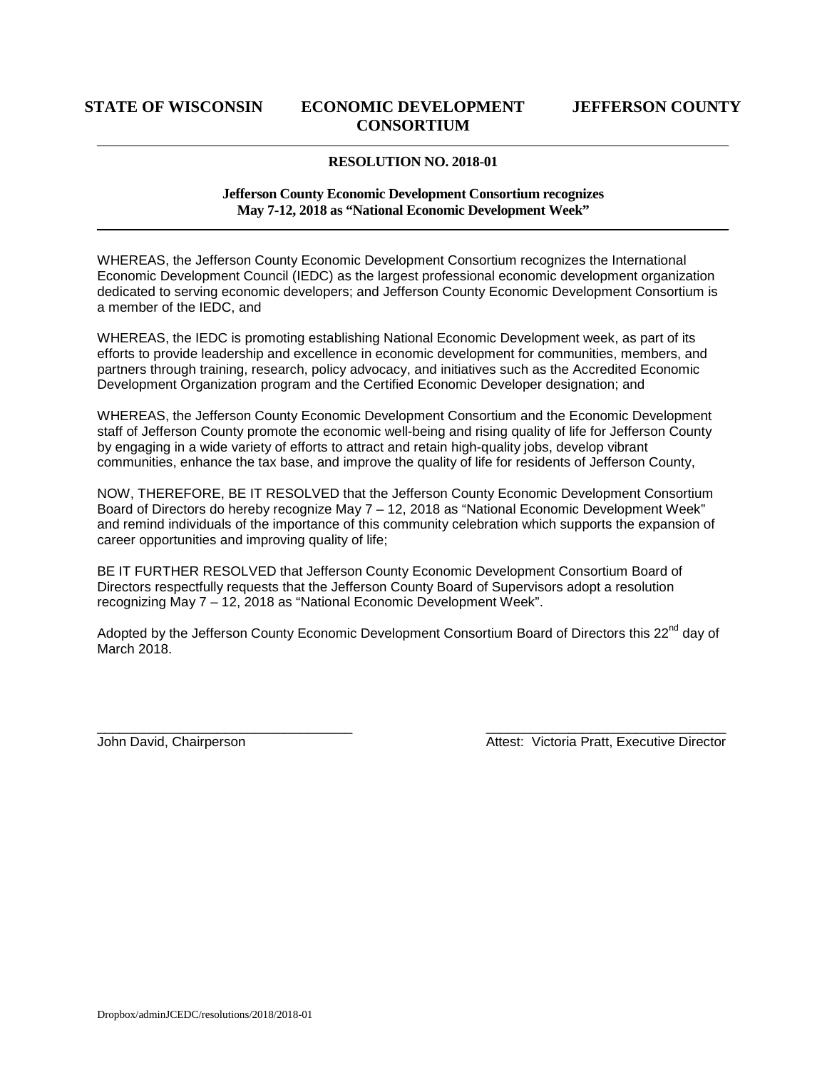**STATE OF WISCONSIN** **ECONOMIC DEVELOPMENT CONSORTIUM** **JEFFERSON COUNTY**

---

**RESOLUTION NO. 2018-01**

**Jefferson County Economic Development Consortium recognizes May 7-12, 2018 as "National Economic Development Week"**

---

WHEREAS, the Jefferson County Economic Development Consortium recognizes the International Economic Development Council (IEDC) as the largest professional economic development organization dedicated to serving economic developers; and Jefferson County Economic Development Consortium is a member of the IEDC, and

WHEREAS, the IEDC is promoting establishing National Economic Development week, as part of its efforts to provide leadership and excellence in economic development for communities, members, and partners through training, research, policy advocacy, and initiatives such as the Accredited Economic Development Organization program and the Certified Economic Developer designation; and

WHEREAS, the Jefferson County Economic Development Consortium and the Economic Development staff of Jefferson County promote the economic well-being and rising quality of life for Jefferson County by engaging in a wide variety of efforts to attract and retain high-quality jobs, develop vibrant communities, enhance the tax base, and improve the quality of life for residents of Jefferson County,

NOW, THEREFORE, BE IT RESOLVED that the Jefferson County Economic Development Consortium Board of Directors do hereby recognize May 7 – 12, 2018 as "National Economic Development Week" and remind individuals of the importance of this community celebration which supports the expansion of career opportunities and improving quality of life;

BE IT FURTHER RESOLVED that Jefferson County Economic Development Consortium Board of Directors respectfully requests that the Jefferson County Board of Supervisors adopt a resolution recognizing May 7 – 12, 2018 as "National Economic Development Week".

Adopted by the Jefferson County Economic Development Consortium Board of Directors this 22nd day of March 2018.

\_\_\_\_\_\_\_\_\_\_\_\_\_\_\_\_\_\_\_\_\_\_\_\_\_\_\_\_\_\_\_\_\_\_
John David, Chairperson

\_\_\_\_\_\_\_\_\_\_\_\_\_\_\_\_\_\_\_\_\_\_\_\_\_\_\_\_\_\_\_\_\_\_
Attest: Victoria Pratt, Executive Director

Dropbox/adminJCEDC/resolutions/2018/2018-01